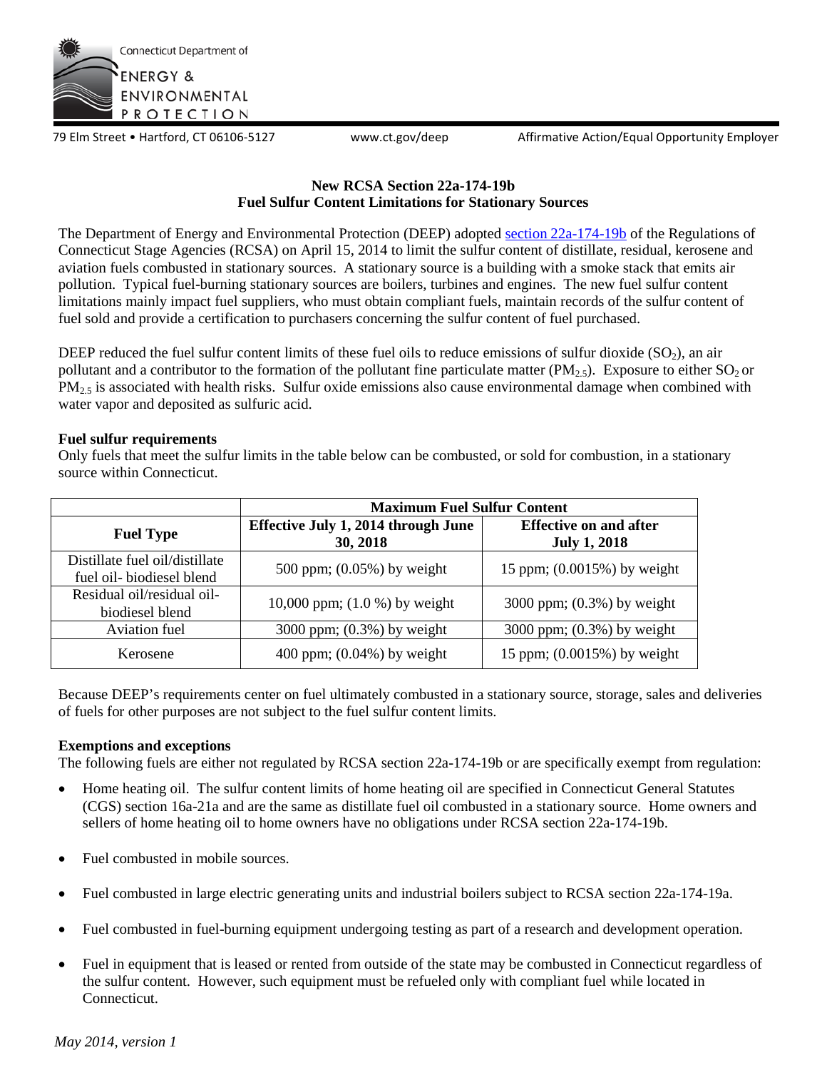Connecticut Department of ENERGY & ENVIRONMENTAL PROTECTION

79 Elm Street • Hartford, CT 06106-5127 www.ct.gov/deep Affirmative Action/Equal Opportunity Employer

## New RCSA Section 22a-174-19b
## Fuel Sulfur Content Limitations for Stationary Sources

The Department of Energy and Environmental Protection (DEEP) adopted section 22a-174-19b of the Regulations of Connecticut Stage Agencies (RCSA) on April 15, 2014 to limit the sulfur content of distillate, residual, kerosene and aviation fuels combusted in stationary sources. A stationary source is a building with a smoke stack that emits air pollution. Typical fuel-burning stationary sources are boilers, turbines and engines. The new fuel sulfur content limitations mainly impact fuel suppliers, who must obtain compliant fuels, maintain records of the sulfur content of fuel sold and provide a certification to purchasers concerning the sulfur content of fuel purchased.

DEEP reduced the fuel sulfur content limits of these fuel oils to reduce emissions of sulfur dioxide ($SO_2$), an air pollutant and a contributor to the formation of the pollutant fine particulate matter ($PM_{2.5}$). Exposure to either $SO_2$ or $PM_{2.5}$ is associated with health risks. Sulfur oxide emissions also cause environmental damage when combined with water vapor and deposited as sulfuric acid.

**Fuel sulfur requirements**

Only fuels that meet the sulfur limits in the table below can be combusted, or sold for combustion, in a stationary source within Connecticut.

| | **Maximum Fuel Sulfur Content** | |
|---|---|---|
| **Fuel Type** | **Effective July 1, 2014 through June 30, 2018** | **Effective on and after July 1, 2018** |
| Distillate fuel oil/distillate fuel oil- biodiesel blend | 500 ppm; (0.05%) by weight | 15 ppm; (0.0015%) by weight |
| Residual oil/residual oil-biodiesel blend | 10,000 ppm; (1.0 %) by weight | 3000 ppm; (0.3%) by weight |
| Aviation fuel | 3000 ppm; (0.3%) by weight | 3000 ppm; (0.3%) by weight |
| Kerosene | 400 ppm; (0.04%) by weight | 15 ppm; (0.0015%) by weight |

Because DEEP's requirements center on fuel ultimately combusted in a stationary source, storage, sales and deliveries of fuels for other purposes are not subject to the fuel sulfur content limits.

**Exemptions and exceptions**

The following fuels are either not regulated by RCSA section 22a-174-19b or are specifically exempt from regulation:

- Home heating oil. The sulfur content limits of home heating oil are specified in Connecticut General Statutes (CGS) section 16a-21a and are the same as distillate fuel oil combusted in a stationary source. Home owners and sellers of home heating oil to home owners have no obligations under RCSA section 22a-174-19b.
- Fuel combusted in mobile sources.
- Fuel combusted in large electric generating units and industrial boilers subject to RCSA section 22a-174-19a.
- Fuel combusted in fuel-burning equipment undergoing testing as part of a research and development operation.
- Fuel in equipment that is leased or rented from outside of the state may be combusted in Connecticut regardless of the sulfur content. However, such equipment must be refueled only with compliant fuel while located in Connecticut.

*May 2014, version 1*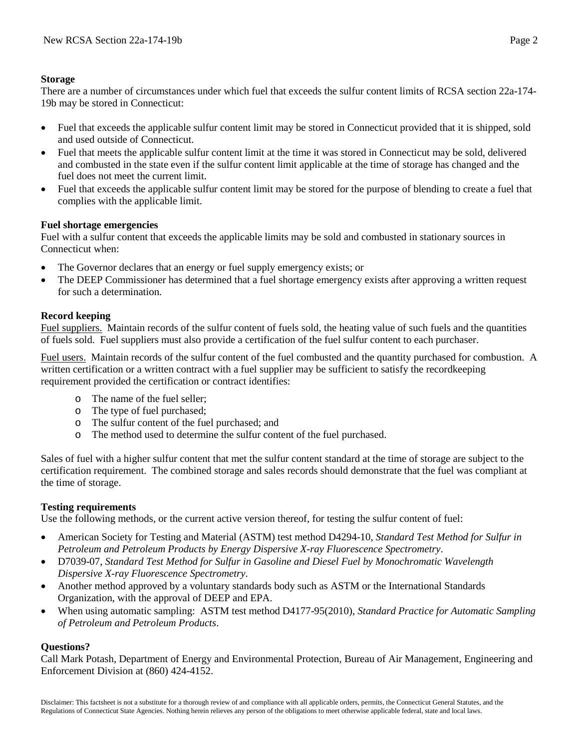**Storage**

There are a number of circumstances under which fuel that exceeds the sulfur content limits of RCSA section 22a-174-19b may be stored in Connecticut:

- Fuel that exceeds the applicable sulfur content limit may be stored in Connecticut provided that it is shipped, sold and used outside of Connecticut.
- Fuel that meets the applicable sulfur content limit at the time it was stored in Connecticut may be sold, delivered and combusted in the state even if the sulfur content limit applicable at the time of storage has changed and the fuel does not meet the current limit.
- Fuel that exceeds the applicable sulfur content limit may be stored for the purpose of blending to create a fuel that complies with the applicable limit.

**Fuel shortage emergencies**

Fuel with a sulfur content that exceeds the applicable limits may be sold and combusted in stationary sources in Connecticut when:

- The Governor declares that an energy or fuel supply emergency exists; or
- The DEEP Commissioner has determined that a fuel shortage emergency exists after approving a written request for such a determination.

**Record keeping**

<u>Fuel suppliers.</u> Maintain records of the sulfur content of fuels sold, the heating value of such fuels and the quantities of fuels sold. Fuel suppliers must also provide a certification of the fuel sulfur content to each purchaser.

<u>Fuel users.</u> Maintain records of the sulfur content of the fuel combusted and the quantity purchased for combustion. A written certification or a written contract with a fuel supplier may be sufficient to satisfy the recordkeeping requirement provided the certification or contract identifies:

- The name of the fuel seller;
- The type of fuel purchased;
- The sulfur content of the fuel purchased; and
- The method used to determine the sulfur content of the fuel purchased.

Sales of fuel with a higher sulfur content that met the sulfur content standard at the time of storage are subject to the certification requirement. The combined storage and sales records should demonstrate that the fuel was compliant at the time of storage.

**Testing requirements**

Use the following methods, or the current active version thereof, for testing the sulfur content of fuel:

- American Society for Testing and Material (ASTM) test method D4294-10, *Standard Test Method for Sulfur in Petroleum and Petroleum Products by Energy Dispersive X-ray Fluorescence Spectrometry*.
- D7039-07, *Standard Test Method for Sulfur in Gasoline and Diesel Fuel by Monochromatic Wavelength Dispersive X-ray Fluorescence Spectrometry*.
- Another method approved by a voluntary standards body such as ASTM or the International Standards Organization, with the approval of DEEP and EPA.
- When using automatic sampling: ASTM test method D4177-95(2010), *Standard Practice for Automatic Sampling of Petroleum and Petroleum Products*.

**Questions?**

Call Mark Potash, Department of Energy and Environmental Protection, Bureau of Air Management, Engineering and Enforcement Division at (860) 424-4152.

Disclaimer: This factsheet is not a substitute for a thorough review of and compliance with all applicable orders, permits, the Connecticut General Statutes, and the Regulations of Connecticut State Agencies. Nothing herein relieves any person of the obligations to meet otherwise applicable federal, state and local laws.